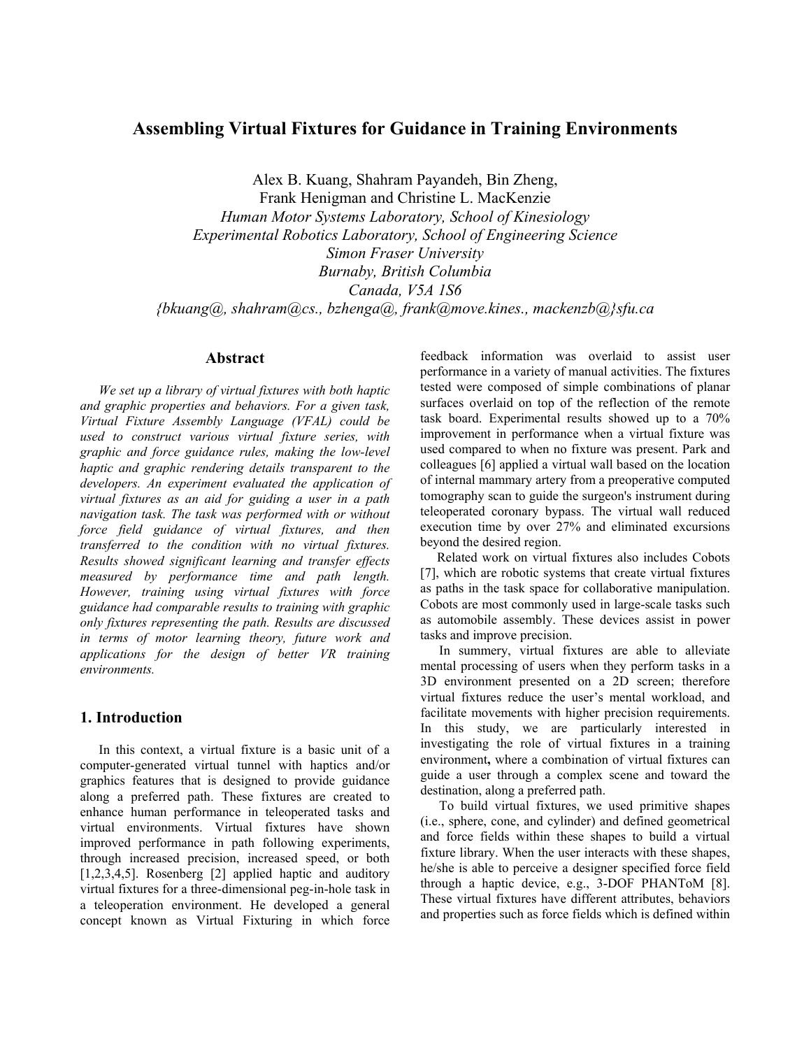# Assembling Virtual Fixtures for Guidance in Training Environments

Alex B. Kuang, Shahram Payandeh, Bin Zheng,
Frank Henigman and Christine L. MacKenzie

*Human Motor Systems Laboratory, School of Kinesiology*
*Experimental Robotics Laboratory, School of Engineering Science*
*Simon Fraser University*
*Burnaby, British Columbia*
*Canada, V5A 1S6*
*{bkuang@, shahram@cs., bzhenga@, frank@move.kines., mackenzb@}sfu.ca*

## Abstract

*We set up a library of virtual fixtures with both haptic and graphic properties and behaviors. For a given task, Virtual Fixture Assembly Language (VFAL) could be used to construct various virtual fixture series, with graphic and force guidance rules, making the low-level haptic and graphic rendering details transparent to the developers. An experiment evaluated the application of virtual fixtures as an aid for guiding a user in a path navigation task. The task was performed with or without force field guidance of virtual fixtures, and then transferred to the condition with no virtual fixtures. Results showed significant learning and transfer effects measured by performance time and path length. However, training using virtual fixtures with force guidance had comparable results to training with graphic only fixtures representing the path. Results are discussed in terms of motor learning theory, future work and applications for the design of better VR training environments.*

## 1. Introduction

In this context, a virtual fixture is a basic unit of a computer-generated virtual tunnel with haptics and/or graphics features that is designed to provide guidance along a preferred path. These fixtures are created to enhance human performance in teleoperated tasks and virtual environments. Virtual fixtures have shown improved performance in path following experiments, through increased precision, increased speed, or both [1,2,3,4,5]. Rosenberg [2] applied haptic and auditory virtual fixtures for a three-dimensional peg-in-hole task in a teleoperation environment. He developed a general concept known as Virtual Fixturing in which force feedback information was overlaid to assist user performance in a variety of manual activities. The fixtures tested were composed of simple combinations of planar surfaces overlaid on top of the reflection of the remote task board. Experimental results showed up to a 70% improvement in performance when a virtual fixture was used compared to when no fixture was present. Park and colleagues [6] applied a virtual wall based on the location of internal mammary artery from a preoperative computed tomography scan to guide the surgeon's instrument during teleoperated coronary bypass. The virtual wall reduced execution time by over 27% and eliminated excursions beyond the desired region.

Related work on virtual fixtures also includes Cobots [7], which are robotic systems that create virtual fixtures as paths in the task space for collaborative manipulation. Cobots are most commonly used in large-scale tasks such as automobile assembly. These devices assist in power tasks and improve precision.

In summery, virtual fixtures are able to alleviate mental processing of users when they perform tasks in a 3D environment presented on a 2D screen; therefore virtual fixtures reduce the user's mental workload, and facilitate movements with higher precision requirements. In this study, we are particularly interested in investigating the role of virtual fixtures in a training environment**,** where a combination of virtual fixtures can guide a user through a complex scene and toward the destination, along a preferred path.

To build virtual fixtures, we used primitive shapes (i.e., sphere, cone, and cylinder) and defined geometrical and force fields within these shapes to build a virtual fixture library. When the user interacts with these shapes, he/she is able to perceive a designer specified force field through a haptic device, e.g., 3-DOF PHANToM [8]. These virtual fixtures have different attributes, behaviors and properties such as force fields which is defined within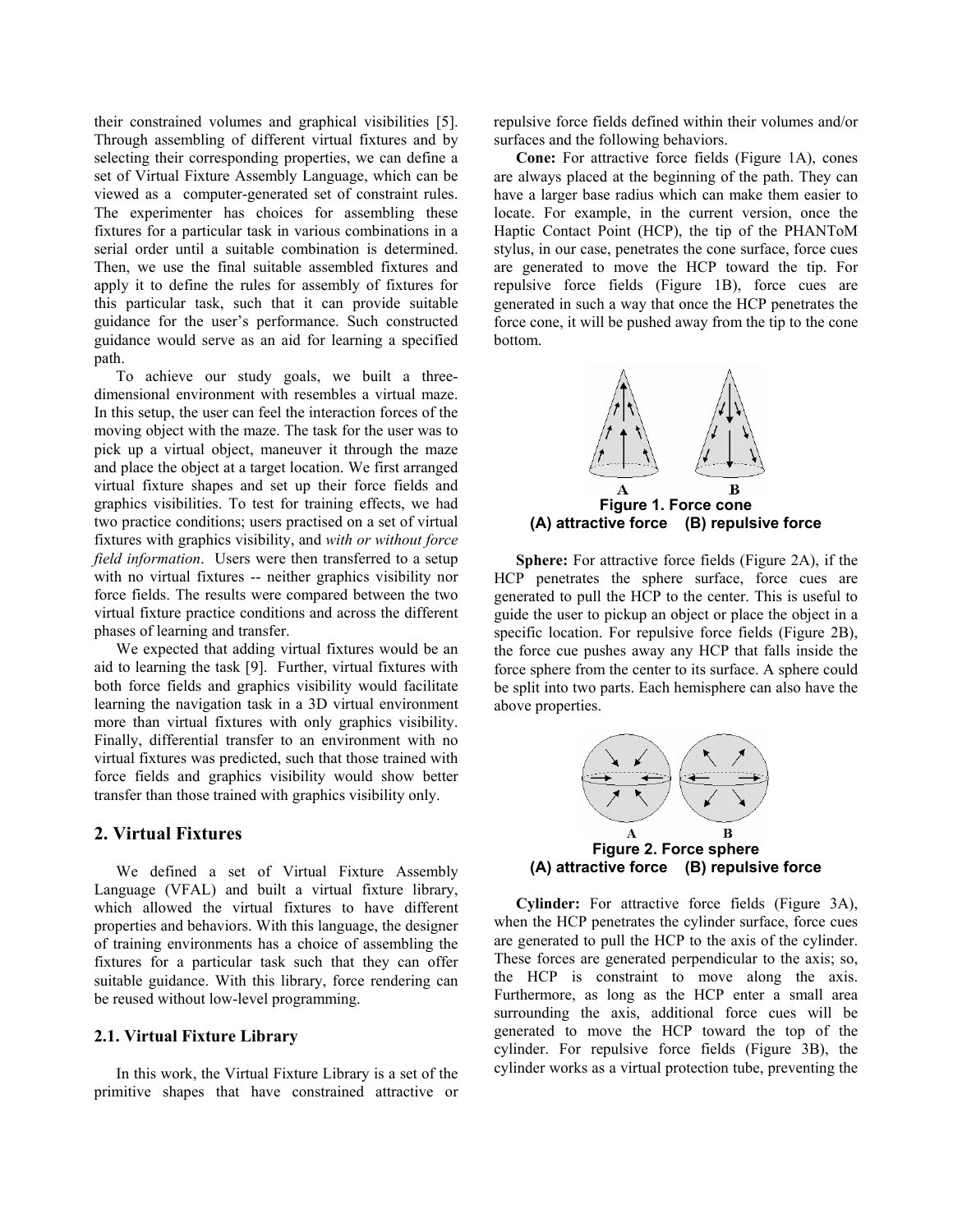their constrained volumes and graphical visibilities [5]. Through assembling of different virtual fixtures and by selecting their corresponding properties, we can define a set of Virtual Fixture Assembly Language, which can be viewed as a computer-generated set of constraint rules. The experimenter has choices for assembling these fixtures for a particular task in various combinations in a serial order until a suitable combination is determined. Then, we use the final suitable assembled fixtures and apply it to define the rules for assembly of fixtures for this particular task, such that it can provide suitable guidance for the user's performance. Such constructed guidance would serve as an aid for learning a specified path.

To achieve our study goals, we built a three-dimensional environment with resembles a virtual maze. In this setup, the user can feel the interaction forces of the moving object with the maze. The task for the user was to pick up a virtual object, maneuver it through the maze and place the object at a target location. We first arranged virtual fixture shapes and set up their force fields and graphics visibilities. To test for training effects, we had two practice conditions; users practised on a set of virtual fixtures with graphics visibility, and *with or without force field information*. Users were then transferred to a setup with no virtual fixtures -- neither graphics visibility nor force fields. The results were compared between the two virtual fixture practice conditions and across the different phases of learning and transfer.

We expected that adding virtual fixtures would be an aid to learning the task [9]. Further, virtual fixtures with both force fields and graphics visibility would facilitate learning the navigation task in a 3D virtual environment more than virtual fixtures with only graphics visibility. Finally, differential transfer to an environment with no virtual fixtures was predicted, such that those trained with force fields and graphics visibility would show better transfer than those trained with graphics visibility only.

## 2. Virtual Fixtures

We defined a set of Virtual Fixture Assembly Language (VFAL) and built a virtual fixture library, which allowed the virtual fixtures to have different properties and behaviors. With this language, the designer of training environments has a choice of assembling the fixtures for a particular task such that they can offer suitable guidance. With this library, force rendering can be reused without low-level programming.

### 2.1. Virtual Fixture Library

In this work, the Virtual Fixture Library is a set of the primitive shapes that have constrained attractive or repulsive force fields defined within their volumes and/or surfaces and the following behaviors.

**Cone:** For attractive force fields (Figure 1A), cones are always placed at the beginning of the path. They can have a larger base radius which can make them easier to locate. For example, in the current version, once the Haptic Contact Point (HCP), the tip of the PHANToM stylus, in our case, penetrates the cone surface, force cues are generated to move the HCP toward the tip. For repulsive force fields (Figure 1B), force cues are generated in such a way that once the HCP penetrates the force cone, it will be pushed away from the tip to the cone bottom.

**Figure 1. Force cone**
**(A) attractive force (B) repulsive force**

**Sphere:** For attractive force fields (Figure 2A), if the HCP penetrates the sphere surface, force cues are generated to pull the HCP to the center. This is useful to guide the user to pickup an object or place the object in a specific location. For repulsive force fields (Figure 2B), the force cue pushes away any HCP that falls inside the force sphere from the center to its surface. A sphere could be split into two parts. Each hemisphere can also have the above properties.

**Figure 2. Force sphere**
**(A) attractive force (B) repulsive force**

**Cylinder:** For attractive force fields (Figure 3A), when the HCP penetrates the cylinder surface, force cues are generated to pull the HCP to the axis of the cylinder. These forces are generated perpendicular to the axis; so, the HCP is constraint to move along the axis. Furthermore, as long as the HCP enter a small area surrounding the axis, additional force cues will be generated to move the HCP toward the top of the cylinder. For repulsive force fields (Figure 3B), the cylinder works as a virtual protection tube, preventing the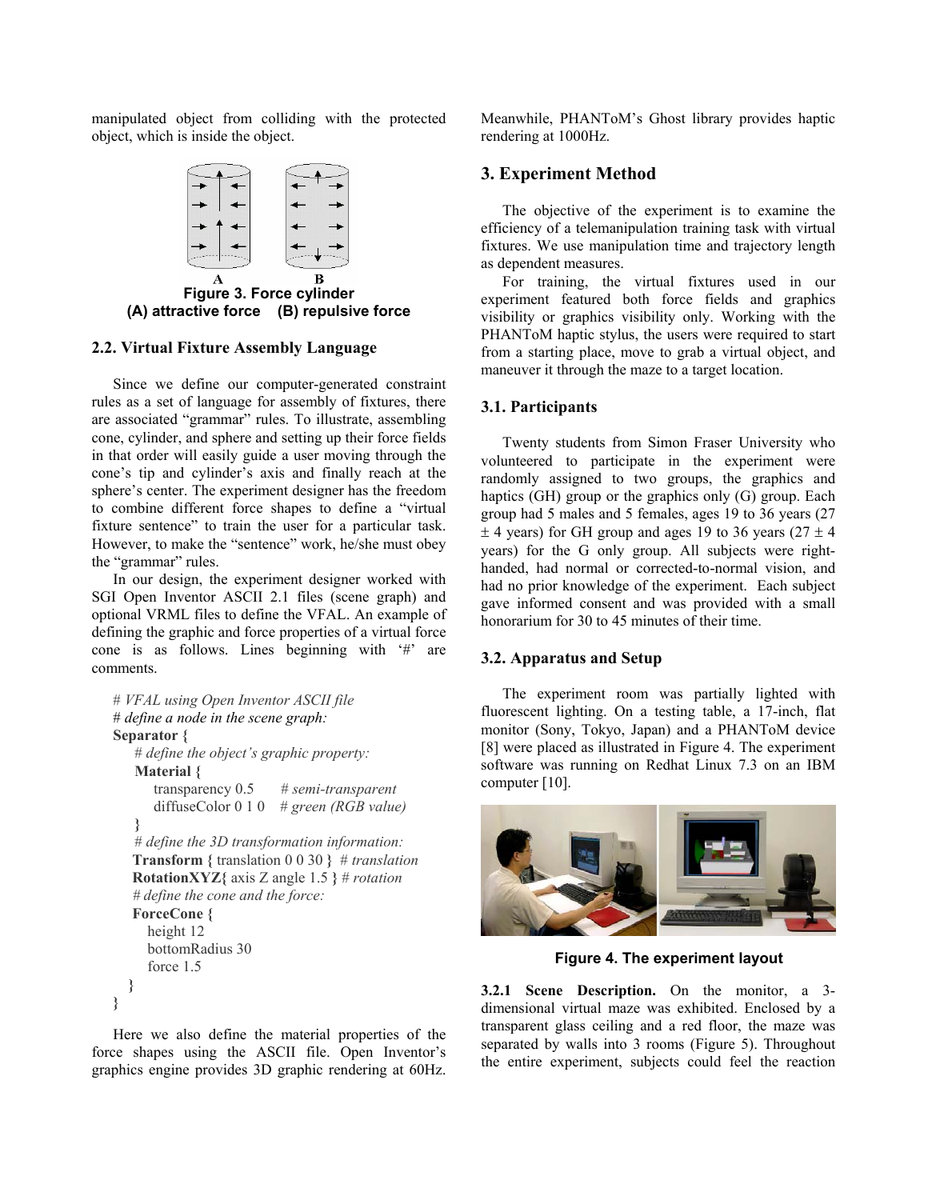manipulated object from colliding with the protected object, which is inside the object.

**Figure 3. Force cylinder (A) attractive force (B) repulsive force**

### 2.2. Virtual Fixture Assembly Language

Since we define our computer-generated constraint rules as a set of language for assembly of fixtures, there are associated "grammar" rules. To illustrate, assembling cone, cylinder, and sphere and setting up their force fields in that order will easily guide a user moving through the cone's tip and cylinder's axis and finally reach at the sphere's center. The experiment designer has the freedom to combine different force shapes to define a "virtual fixture sentence" to train the user for a particular task. However, to make the "sentence" work, he/she must obey the "grammar" rules.

In our design, the experiment designer worked with SGI Open Inventor ASCII 2.1 files (scene graph) and optional VRML files to define the VFAL. An example of defining the graphic and force properties of a virtual force cone is as follows. Lines beginning with '#' are comments.

```
# VFAL using Open Inventor ASCII file
# define a node in the scene graph:
Separator {
    # define the object's graphic property:
    Material {
        transparency 0.5      # semi-transparent
        diffuseColor 0 1 0    # green (RGB value)
    }
    # define the 3D transformation information:
    Transform { translation 0 0 30 }  # translation
    RotationXYZ{ axis Z angle 1.5 } # rotation
    # define the cone and the force:
    ForceCone {
        height 12
        bottomRadius 30
        force 1.5
    }
}
```

Here we also define the material properties of the force shapes using the ASCII file. Open Inventor's graphics engine provides 3D graphic rendering at 60Hz. Meanwhile, PHANToM's Ghost library provides haptic rendering at 1000Hz.

## 3. Experiment Method

The objective of the experiment is to examine the efficiency of a telemanipulation training task with virtual fixtures. We use manipulation time and trajectory length as dependent measures.

For training, the virtual fixtures used in our experiment featured both force fields and graphics visibility or graphics visibility only. Working with the PHANToM haptic stylus, the users were required to start from a starting place, move to grab a virtual object, and maneuver it through the maze to a target location.

### 3.1. Participants

Twenty students from Simon Fraser University who volunteered to participate in the experiment were randomly assigned to two groups, the graphics and haptics (GH) group or the graphics only (G) group. Each group had 5 males and 5 females, ages 19 to 36 years (27 ± 4 years) for GH group and ages 19 to 36 years (27 ± 4 years) for the G only group. All subjects were right-handed, had normal or corrected-to-normal vision, and had no prior knowledge of the experiment. Each subject gave informed consent and was provided with a small honorarium for 30 to 45 minutes of their time.

### 3.2. Apparatus and Setup

The experiment room was partially lighted with fluorescent lighting. On a testing table, a 17-inch, flat monitor (Sony, Tokyo, Japan) and a PHANToM device [8] were placed as illustrated in Figure 4. The experiment software was running on Redhat Linux 7.3 on an IBM computer [10].

**Figure 4. The experiment layout**

**3.2.1 Scene Description.** On the monitor, a 3-dimensional virtual maze was exhibited. Enclosed by a transparent glass ceiling and a red floor, the maze was separated by walls into 3 rooms (Figure 5). Throughout the entire experiment, subjects could feel the reaction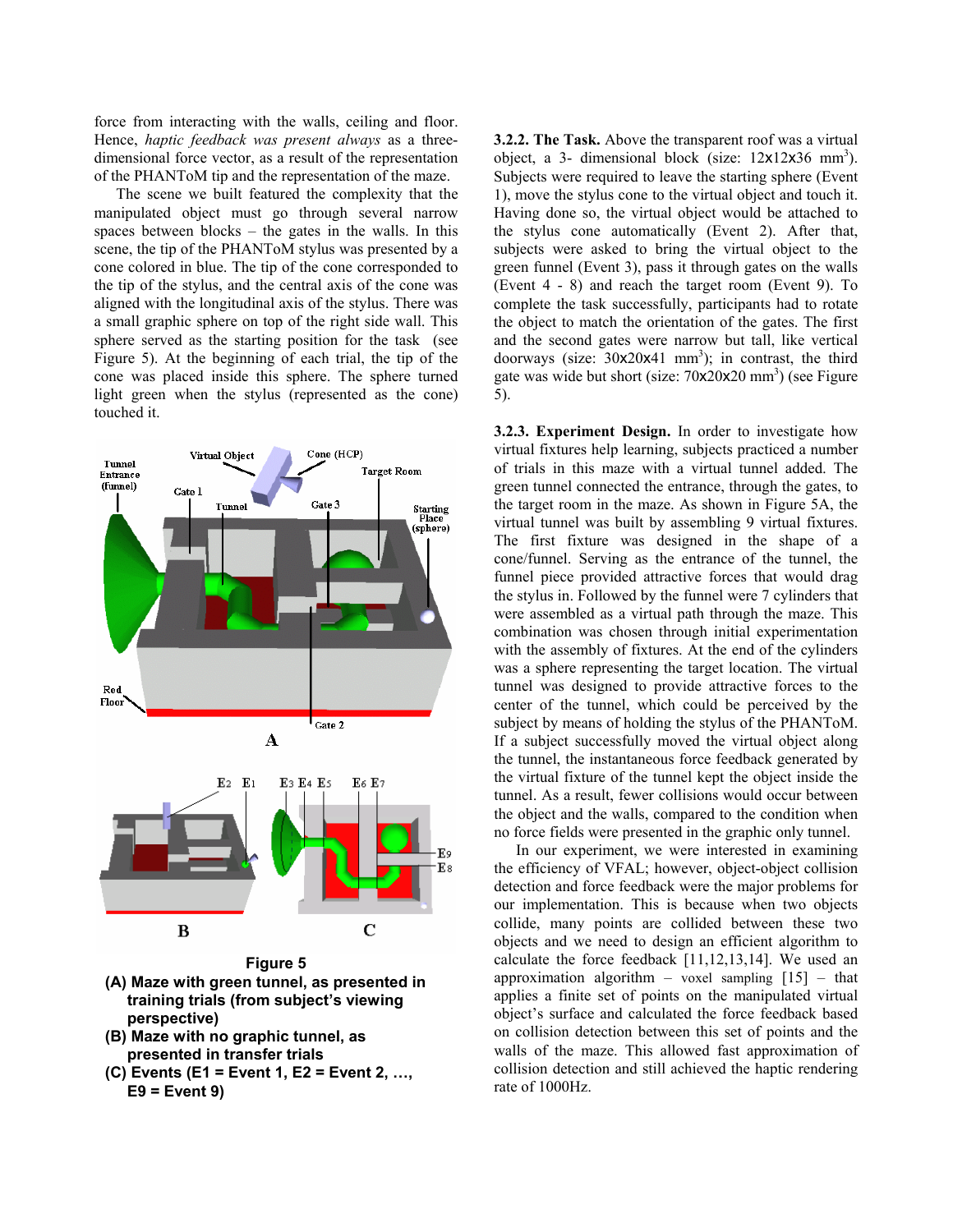force from interacting with the walls, ceiling and floor. Hence, *haptic feedback was present always* as a three-dimensional force vector, as a result of the representation of the PHANToM tip and the representation of the maze.

The scene we built featured the complexity that the manipulated object must go through several narrow spaces between blocks – the gates in the walls. In this scene, the tip of the PHANToM stylus was presented by a cone colored in blue. The tip of the cone corresponded to the tip of the stylus, and the central axis of the cone was aligned with the longitudinal axis of the stylus. There was a small graphic sphere on top of the right side wall. This sphere served as the starting position for the task (see Figure 5). At the beginning of each trial, the tip of the cone was placed inside this sphere. The sphere turned light green when the stylus (represented as the cone) touched it.

**Figure 5**

**(A) Maze with green tunnel, as presented in training trials (from subject's viewing perspective)**

**(B) Maze with no graphic tunnel, as presented in transfer trials**

**(C) Events (E1 = Event 1, E2 = Event 2, …, E9 = Event 9)**

**3.2.2. The Task.** Above the transparent roof was a virtual object, a 3- dimensional block (size: 12x12x36 mm$^3$). Subjects were required to leave the starting sphere (Event 1), move the stylus cone to the virtual object and touch it. Having done so, the virtual object would be attached to the stylus cone automatically (Event 2). After that, subjects were asked to bring the virtual object to the green funnel (Event 3), pass it through gates on the walls (Event 4 - 8) and reach the target room (Event 9). To complete the task successfully, participants had to rotate the object to match the orientation of the gates. The first and the second gates were narrow but tall, like vertical doorways (size: 30x20x41 mm$^3$); in contrast, the third gate was wide but short (size: 70x20x20 mm$^3$) (see Figure 5).

**3.2.3. Experiment Design.** In order to investigate how virtual fixtures help learning, subjects practiced a number of trials in this maze with a virtual tunnel added. The green tunnel connected the entrance, through the gates, to the target room in the maze. As shown in Figure 5A, the virtual tunnel was built by assembling 9 virtual fixtures. The first fixture was designed in the shape of a cone/funnel. Serving as the entrance of the tunnel, the funnel piece provided attractive forces that would drag the stylus in. Followed by the funnel were 7 cylinders that were assembled as a virtual path through the maze. This combination was chosen through initial experimentation with the assembly of fixtures. At the end of the cylinders was a sphere representing the target location. The virtual tunnel was designed to provide attractive forces to the center of the tunnel, which could be perceived by the subject by means of holding the stylus of the PHANToM. If a subject successfully moved the virtual object along the tunnel, the instantaneous force feedback generated by the virtual fixture of the tunnel kept the object inside the tunnel. As a result, fewer collisions would occur between the object and the walls, compared to the condition when no force fields were presented in the graphic only tunnel.

In our experiment, we were interested in examining the efficiency of VFAL; however, object-object collision detection and force feedback were the major problems for our implementation. This is because when two objects collide, many points are collided between these two objects and we need to design an efficient algorithm to calculate the force feedback [11,12,13,14]. We used an approximation algorithm – voxel sampling [15] – that applies a finite set of points on the manipulated virtual object's surface and calculated the force feedback based on collision detection between this set of points and the walls of the maze. This allowed fast approximation of collision detection and still achieved the haptic rendering rate of 1000Hz.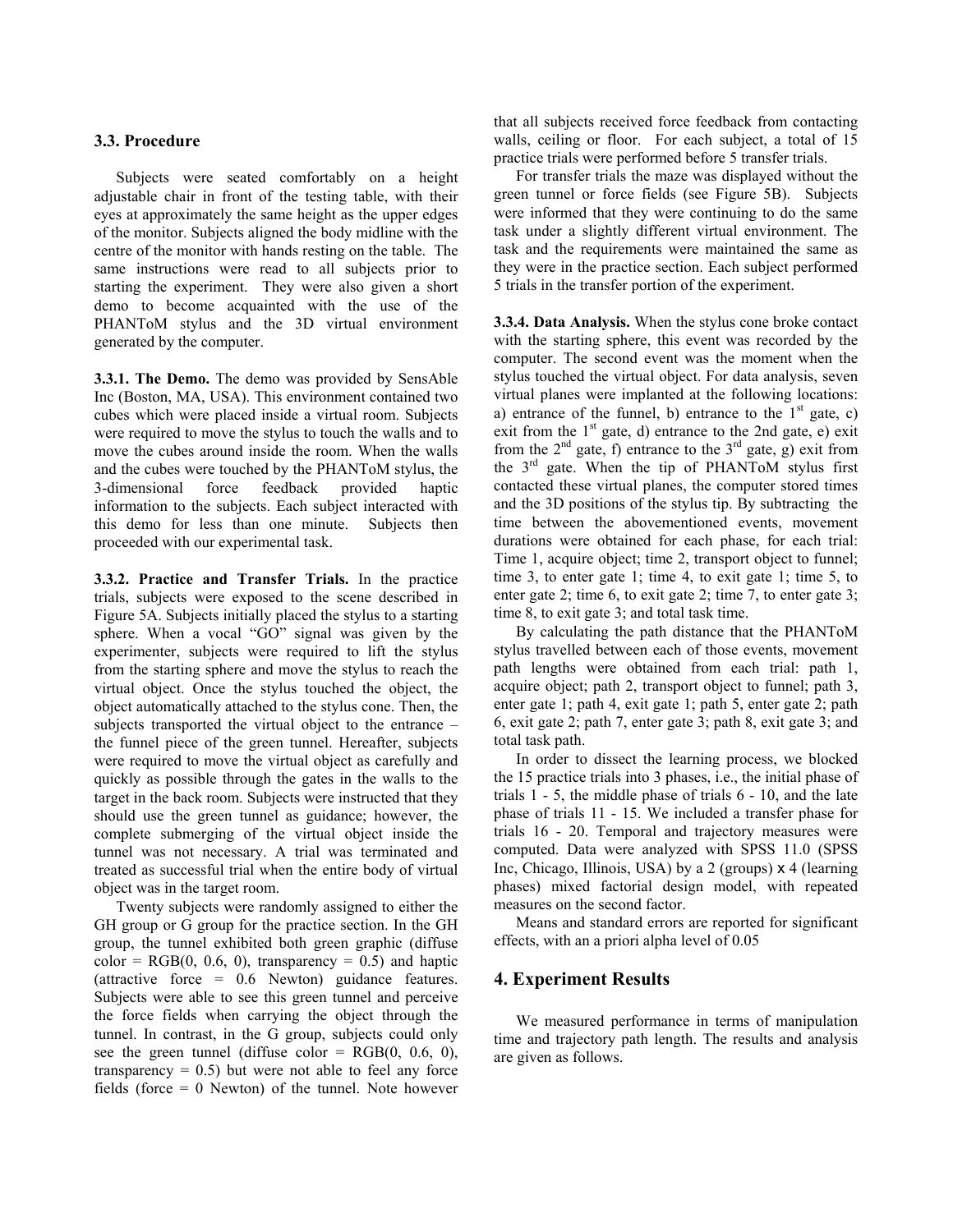### 3.3. Procedure

Subjects were seated comfortably on a height adjustable chair in front of the testing table, with their eyes at approximately the same height as the upper edges of the monitor. Subjects aligned the body midline with the centre of the monitor with hands resting on the table. The same instructions were read to all subjects prior to starting the experiment. They were also given a short demo to become acquainted with the use of the PHANToM stylus and the 3D virtual environment generated by the computer.

**3.3.1. The Demo.** The demo was provided by SensAble Inc (Boston, MA, USA). This environment contained two cubes which were placed inside a virtual room. Subjects were required to move the stylus to touch the walls and to move the cubes around inside the room. When the walls and the cubes were touched by the PHANToM stylus, the 3-dimensional force feedback provided haptic information to the subjects. Each subject interacted with this demo for less than one minute. Subjects then proceeded with our experimental task.

**3.3.2. Practice and Transfer Trials.** In the practice trials, subjects were exposed to the scene described in Figure 5A. Subjects initially placed the stylus to a starting sphere. When a vocal "GO" signal was given by the experimenter, subjects were required to lift the stylus from the starting sphere and move the stylus to reach the virtual object. Once the stylus touched the object, the object automatically attached to the stylus cone. Then, the subjects transported the virtual object to the entrance – the funnel piece of the green tunnel. Hereafter, subjects were required to move the virtual object as carefully and quickly as possible through the gates in the walls to the target in the back room. Subjects were instructed that they should use the green tunnel as guidance; however, the complete submerging of the virtual object inside the tunnel was not necessary. A trial was terminated and treated as successful trial when the entire body of virtual object was in the target room.

Twenty subjects were randomly assigned to either the GH group or G group for the practice section. In the GH group, the tunnel exhibited both green graphic (diffuse color = RGB(0, 0.6, 0), transparency = 0.5) and haptic (attractive force = 0.6 Newton) guidance features. Subjects were able to see this green tunnel and perceive the force fields when carrying the object through the tunnel. In contrast, in the G group, subjects could only see the green tunnel (diffuse color = RGB(0, 0.6, 0), transparency = 0.5) but were not able to feel any force fields (force = 0 Newton) of the tunnel. Note however that all subjects received force feedback from contacting walls, ceiling or floor. For each subject, a total of 15 practice trials were performed before 5 transfer trials.

For transfer trials the maze was displayed without the green tunnel or force fields (see Figure 5B). Subjects were informed that they were continuing to do the same task under a slightly different virtual environment. The task and the requirements were maintained the same as they were in the practice section. Each subject performed 5 trials in the transfer portion of the experiment.

**3.3.4. Data Analysis.** When the stylus cone broke contact with the starting sphere, this event was recorded by the computer. The second event was the moment when the stylus touched the virtual object. For data analysis, seven virtual planes were implanted at the following locations: a) entrance of the funnel, b) entrance to the 1st gate, c) exit from the 1st gate, d) entrance to the 2nd gate, e) exit from the 2nd gate, f) entrance to the 3rd gate, g) exit from the 3rd gate. When the tip of PHANToM stylus first contacted these virtual planes, the computer stored times and the 3D positions of the stylus tip. By subtracting the time between the abovementioned events, movement durations were obtained for each phase, for each trial: Time 1, acquire object; time 2, transport object to funnel; time 3, to enter gate 1; time 4, to exit gate 1; time 5, to enter gate 2; time 6, to exit gate 2; time 7, to enter gate 3; time 8, to exit gate 3; and total task time.

By calculating the path distance that the PHANToM stylus travelled between each of those events, movement path lengths were obtained from each trial: path 1, acquire object; path 2, transport object to funnel; path 3, enter gate 1; path 4, exit gate 1; path 5, enter gate 2; path 6, exit gate 2; path 7, enter gate 3; path 8, exit gate 3; and total task path.

In order to dissect the learning process, we blocked the 15 practice trials into 3 phases, i.e., the initial phase of trials 1 - 5, the middle phase of trials 6 - 10, and the late phase of trials 11 - 15. We included a transfer phase for trials 16 - 20. Temporal and trajectory measures were computed. Data were analyzed with SPSS 11.0 (SPSS Inc, Chicago, Illinois, USA) by a 2 (groups) x 4 (learning phases) mixed factorial design model, with repeated measures on the second factor.

Means and standard errors are reported for significant effects, with an a priori alpha level of 0.05

## 4. Experiment Results

We measured performance in terms of manipulation time and trajectory path length. The results and analysis are given as follows.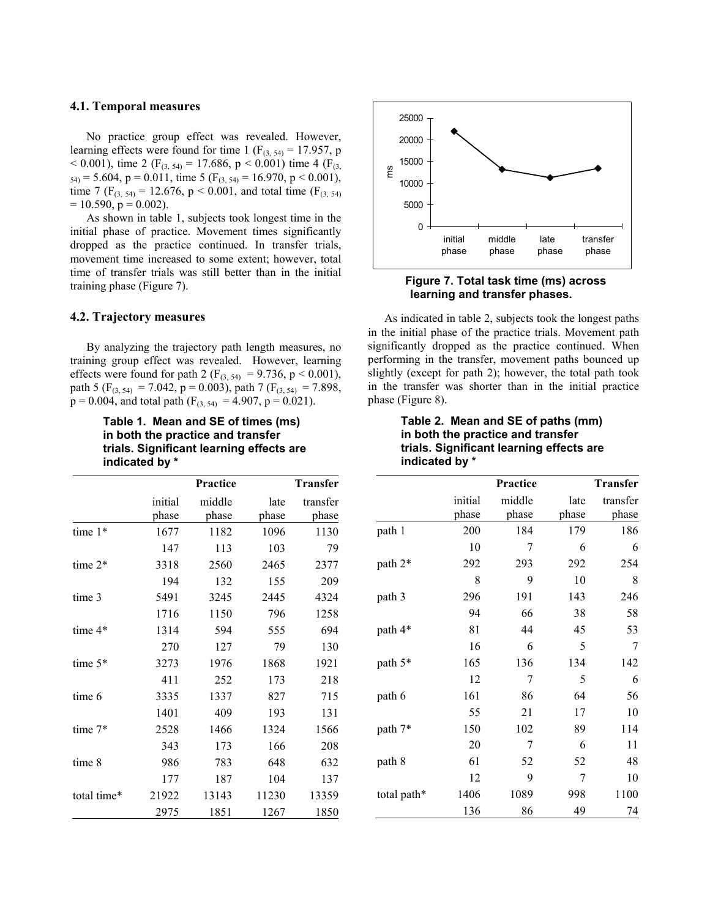### 4.1. Temporal measures

No practice group effect was revealed. However, learning effects were found for time 1 ($F_{(3, 54)} = 17.957$, $p < 0.001$), time 2 ($F_{(3, 54)} = 17.686$, $p < 0.001$) time 4 ($F_{(3, 54)} = 5.604$, $p = 0.011$, time 5 ($F_{(3, 54)} = 16.970$, $p < 0.001$), time 7 ($F_{(3, 54)} = 12.676$, $p < 0.001$, and total time ($F_{(3, 54)} = 10.590$, $p = 0.002$).

As shown in table 1, subjects took longest time in the initial phase of practice. Movement times significantly dropped as the practice continued. In transfer trials, movement time increased to some extent; however, total time of transfer trials was still better than in the initial training phase (Figure 7).

**Figure 7. Total task time (ms) across learning and transfer phases.**

### 4.2. Trajectory measures

By analyzing the trajectory path length measures, no training group effect was revealed. However, learning effects were found for path 2 ($F_{(3, 54)} = 9.736$, $p < 0.001$), path 5 ($F_{(3, 54)} = 7.042$, $p = 0.003$), path 7 ($F_{(3, 54)} = 7.898$, $p = 0.004$, and total path ($F_{(3, 54)} = 4.907$, $p = 0.021$).

**Table 1. Mean and SE of times (ms) in both the practice and transfer trials. Significant learning effects are indicated by ***

| | Practice | | | Transfer |
|---|---|---|---|---|
| | initial phase | middle phase | late phase | transfer phase |
| time 1* | 1677 | 1182 | 1096 | 1130 |
| | 147 | 113 | 103 | 79 |
| time 2* | 3318 | 2560 | 2465 | 2377 |
| | 194 | 132 | 155 | 209 |
| time 3 | 5491 | 3245 | 2445 | 4324 |
| | 1716 | 1150 | 796 | 1258 |
| time 4* | 1314 | 594 | 555 | 694 |
| | 270 | 127 | 79 | 130 |
| time 5* | 3273 | 1976 | 1868 | 1921 |
| | 411 | 252 | 173 | 218 |
| time 6 | 3335 | 1337 | 827 | 715 |
| | 1401 | 409 | 193 | 131 |
| time 7* | 2528 | 1466 | 1324 | 1566 |
| | 343 | 173 | 166 | 208 |
| time 8 | 986 | 783 | 648 | 632 |
| | 177 | 187 | 104 | 137 |
| total time* | 21922 | 13143 | 11230 | 13359 |
| | 2975 | 1851 | 1267 | 1850 |

As indicated in table 2, subjects took the longest paths in the initial phase of the practice trials. Movement path significantly dropped as the practice continued. When performing in the transfer, movement paths bounced up slightly (except for path 2); however, the total path took in the transfer was shorter than in the initial practice phase (Figure 8).

**Table 2. Mean and SE of paths (mm) in both the practice and transfer trials. Significant learning effects are indicated by ***

| | Practice | | | Transfer |
|---|---|---|---|---|
| | initial phase | middle phase | late phase | transfer phase |
| path 1 | 200 | 184 | 179 | 186 |
| | 10 | 7 | 6 | 6 |
| path 2* | 292 | 293 | 292 | 254 |
| | 8 | 9 | 10 | 8 |
| path 3 | 296 | 191 | 143 | 246 |
| | 94 | 66 | 38 | 58 |
| path 4* | 81 | 44 | 45 | 53 |
| | 16 | 6 | 5 | 7 |
| path 5* | 165 | 136 | 134 | 142 |
| | 12 | 7 | 5 | 6 |
| path 6 | 161 | 86 | 64 | 56 |
| | 55 | 21 | 17 | 10 |
| path 7* | 150 | 102 | 89 | 114 |
| | 20 | 7 | 6 | 11 |
| path 8 | 61 | 52 | 52 | 48 |
| | 12 | 9 | 7 | 10 |
| total path* | 1406 | 1089 | 998 | 1100 |
| | 136 | 86 | 49 | 74 |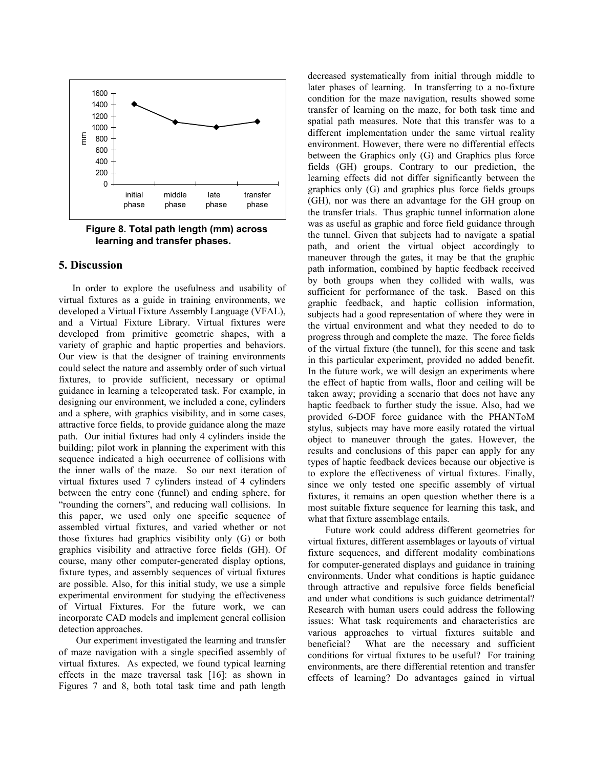Figure 8. Total path length (mm) across learning and transfer phases.

## 5. Discussion

In order to explore the usefulness and usability of virtual fixtures as a guide in training environments, we developed a Virtual Fixture Assembly Language (VFAL), and a Virtual Fixture Library. Virtual fixtures were developed from primitive geometric shapes, with a variety of graphic and haptic properties and behaviors. Our view is that the designer of training environments could select the nature and assembly order of such virtual fixtures, to provide sufficient, necessary or optimal guidance in learning a teleoperated task. For example, in designing our environment, we included a cone, cylinders and a sphere, with graphics visibility, and in some cases, attractive force fields, to provide guidance along the maze path. Our initial fixtures had only 4 cylinders inside the building; pilot work in planning the experiment with this sequence indicated a high occurrence of collisions with the inner walls of the maze. So our next iteration of virtual fixtures used 7 cylinders instead of 4 cylinders between the entry cone (funnel) and ending sphere, for "rounding the corners", and reducing wall collisions. In this paper, we used only one specific sequence of assembled virtual fixtures, and varied whether or not those fixtures had graphics visibility only (G) or both graphics visibility and attractive force fields (GH). Of course, many other computer-generated display options, fixture types, and assembly sequences of virtual fixtures are possible. Also, for this initial study, we use a simple experimental environment for studying the effectiveness of Virtual Fixtures. For the future work, we can incorporate CAD models and implement general collision detection approaches.

Our experiment investigated the learning and transfer of maze navigation with a single specified assembly of virtual fixtures. As expected, we found typical learning effects in the maze traversal task [16]: as shown in Figures 7 and 8, both total task time and path length decreased systematically from initial through middle to later phases of learning. In transferring to a no-fixture condition for the maze navigation, results showed some transfer of learning on the maze, for both task time and spatial path measures. Note that this transfer was to a different implementation under the same virtual reality environment. However, there were no differential effects between the Graphics only (G) and Graphics plus force fields (GH) groups. Contrary to our prediction, the learning effects did not differ significantly between the graphics only (G) and graphics plus force fields groups (GH), nor was there an advantage for the GH group on the transfer trials. Thus graphic tunnel information alone was as useful as graphic and force field guidance through the tunnel. Given that subjects had to navigate a spatial path, and orient the virtual object accordingly to maneuver through the gates, it may be that the graphic path information, combined by haptic feedback received by both groups when they collided with walls, was sufficient for performance of the task. Based on this graphic feedback, and haptic collision information, subjects had a good representation of where they were in the virtual environment and what they needed to do to progress through and complete the maze. The force fields of the virtual fixture (the tunnel), for this scene and task in this particular experiment, provided no added benefit. In the future work, we will design an experiments where the effect of haptic from walls, floor and ceiling will be taken away; providing a scenario that does not have any haptic feedback to further study the issue. Also, had we provided 6-DOF force guidance with the PHANToM stylus, subjects may have more easily rotated the virtual object to maneuver through the gates. However, the results and conclusions of this paper can apply for any types of haptic feedback devices because our objective is to explore the effectiveness of virtual fixtures. Finally, since we only tested one specific assembly of virtual fixtures, it remains an open question whether there is a most suitable fixture sequence for learning this task, and what that fixture assemblage entails.

Future work could address different geometries for virtual fixtures, different assemblages or layouts of virtual fixture sequences, and different modality combinations for computer-generated displays and guidance in training environments. Under what conditions is haptic guidance through attractive and repulsive force fields beneficial and under what conditions is such guidance detrimental? Research with human users could address the following issues: What task requirements and characteristics are various approaches to virtual fixtures suitable and beneficial? What are the necessary and sufficient conditions for virtual fixtures to be useful? For training environments, are there differential retention and transfer effects of learning? Do advantages gained in virtual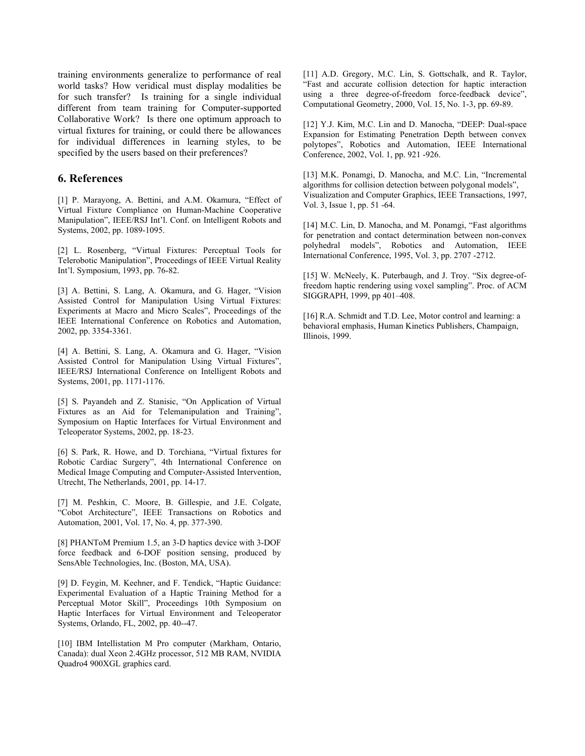training environments generalize to performance of real world tasks? How veridical must display modalities be for such transfer? Is training for a single individual different from team training for Computer-supported Collaborative Work? Is there one optimum approach to virtual fixtures for training, or could there be allowances for individual differences in learning styles, to be specified by the users based on their preferences?

## 6. References

[1] P. Marayong, A. Bettini, and A.M. Okamura, "Effect of Virtual Fixture Compliance on Human-Machine Cooperative Manipulation", IEEE/RSJ Int'l. Conf. on Intelligent Robots and Systems, 2002, pp. 1089-1095.

[2] L. Rosenberg, "Virtual Fixtures: Perceptual Tools for Telerobotic Manipulation", Proceedings of IEEE Virtual Reality Int'l. Symposium, 1993, pp. 76-82.

[3] A. Bettini, S. Lang, A. Okamura, and G. Hager, "Vision Assisted Control for Manipulation Using Virtual Fixtures: Experiments at Macro and Micro Scales", Proceedings of the IEEE International Conference on Robotics and Automation, 2002, pp. 3354-3361.

[4] A. Bettini, S. Lang, A. Okamura and G. Hager, "Vision Assisted Control for Manipulation Using Virtual Fixtures", IEEE/RSJ International Conference on Intelligent Robots and Systems, 2001, pp. 1171-1176.

[5] S. Payandeh and Z. Stanisic, "On Application of Virtual Fixtures as an Aid for Telemanipulation and Training", Symposium on Haptic Interfaces for Virtual Environment and Teleoperator Systems, 2002, pp. 18-23.

[6] S. Park, R. Howe, and D. Torchiana, "Virtual fixtures for Robotic Cardiac Surgery", 4th International Conference on Medical Image Computing and Computer-Assisted Intervention, Utrecht, The Netherlands, 2001, pp. 14-17.

[7] M. Peshkin, C. Moore, B. Gillespie, and J.E. Colgate, "Cobot Architecture", IEEE Transactions on Robotics and Automation, 2001, Vol. 17, No. 4, pp. 377-390.

[8] PHANToM Premium 1.5, an 3-D haptics device with 3-DOF force feedback and 6-DOF position sensing, produced by SensAble Technologies, Inc. (Boston, MA, USA).

[9] D. Feygin, M. Keehner, and F. Tendick, "Haptic Guidance: Experimental Evaluation of a Haptic Training Method for a Perceptual Motor Skill", Proceedings 10th Symposium on Haptic Interfaces for Virtual Environment and Teleoperator Systems, Orlando, FL, 2002, pp. 40--47.

[10] IBM Intellistation M Pro computer (Markham, Ontario, Canada): dual Xeon 2.4GHz processor, 512 MB RAM, NVIDIA Quadro4 900XGL graphics card.

[11] A.D. Gregory, M.C. Lin, S. Gottschalk, and R. Taylor, "Fast and accurate collision detection for haptic interaction using a three degree-of-freedom force-feedback device", Computational Geometry, 2000, Vol. 15, No. 1-3, pp. 69-89.

[12] Y.J. Kim, M.C. Lin and D. Manocha, "DEEP: Dual-space Expansion for Estimating Penetration Depth between convex polytopes", Robotics and Automation, IEEE International Conference, 2002, Vol. 1, pp. 921 -926.

[13] M.K. Ponamgi, D. Manocha, and M.C. Lin, "Incremental algorithms for collision detection between polygonal models", Visualization and Computer Graphics, IEEE Transactions, 1997, Vol. 3, Issue 1, pp. 51 -64.

[14] M.C. Lin, D. Manocha, and M. Ponamgi, "Fast algorithms for penetration and contact determination between non-convex polyhedral models", Robotics and Automation, IEEE International Conference, 1995, Vol. 3, pp. 2707 -2712.

[15] W. McNeely, K. Puterbaugh, and J. Troy. "Six degree-of-freedom haptic rendering using voxel sampling". Proc. of ACM SIGGRAPH, 1999, pp 401–408.

[16] R.A. Schmidt and T.D. Lee, Motor control and learning: a behavioral emphasis, Human Kinetics Publishers, Champaign, Illinois, 1999.